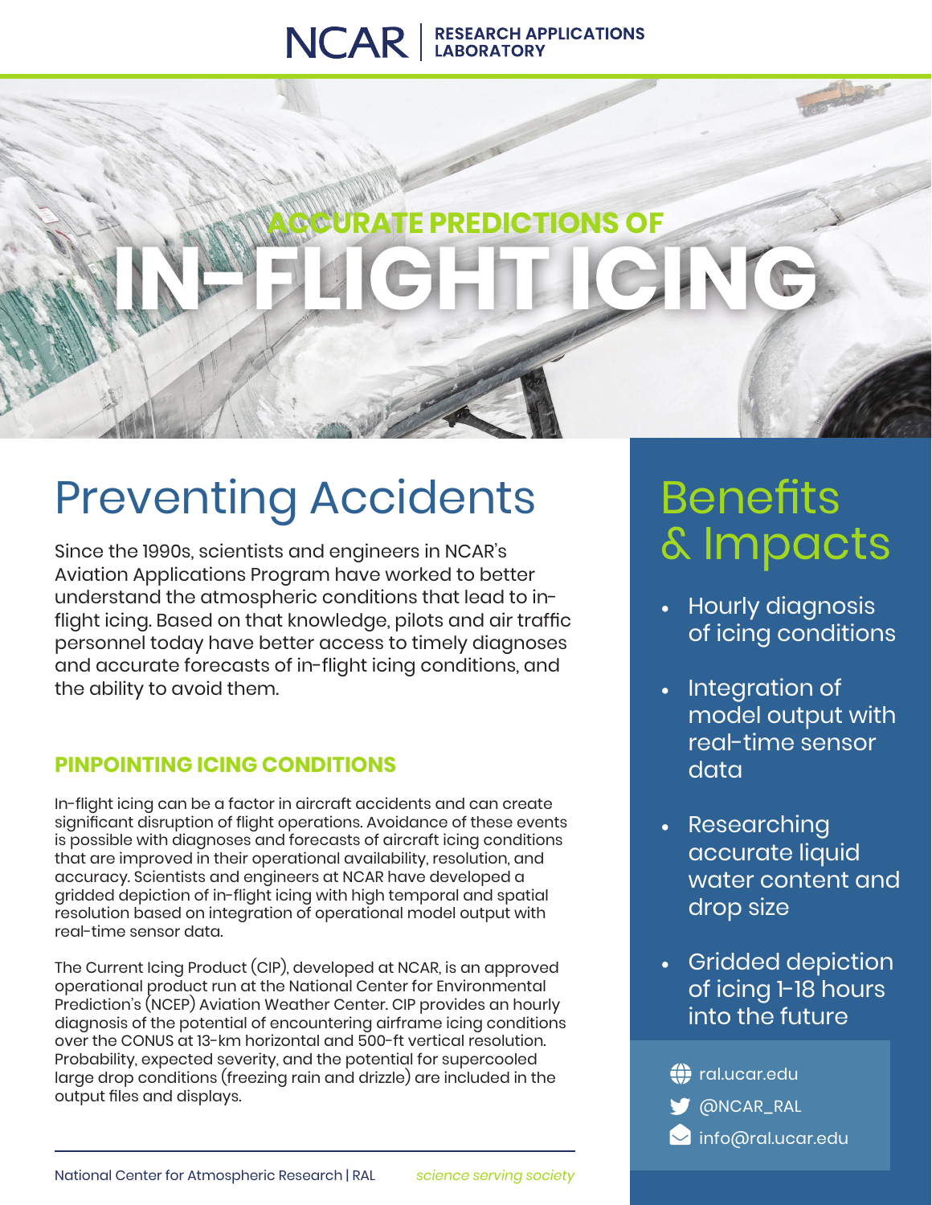NCAR | RESEARCH APPLICATIONS LABORATORY

# ACCURATE PREDICTIONS OF IN-FLIGHT ICING

## Preventing Accidents

Since the 1990s, scientists and engineers in NCAR's Aviation Applications Program have worked to better understand the atmospheric conditions that lead to in-flight icing. Based on that knowledge, pilots and air traffic personnel today have better access to timely diagnoses and accurate forecasts of in-flight icing conditions, and the ability to avoid them.

### PINPOINTING ICING CONDITIONS

In-flight icing can be a factor in aircraft accidents and can create significant disruption of flight operations. Avoidance of these events is possible with diagnoses and forecasts of aircraft icing conditions that are improved in their operational availability, resolution, and accuracy. Scientists and engineers at NCAR have developed a gridded depiction of in-flight icing with high temporal and spatial resolution based on integration of operational model output with real-time sensor data.

The Current Icing Product (CIP), developed at NCAR, is an approved operational product run at the National Center for Environmental Prediction's (NCEP) Aviation Weather Center. CIP provides an hourly diagnosis of the potential of encountering airframe icing conditions over the CONUS at 13-km horizontal and 500-ft vertical resolution. Probability, expected severity, and the potential for supercooled large drop conditions (freezing rain and drizzle) are included in the output files and displays.

## Benefits & Impacts

- Hourly diagnosis of icing conditions
- Integration of model output with real-time sensor data
- Researching accurate liquid water content and drop size
- Gridded depiction of icing 1-18 hours into the future

ral.ucar.edu
@NCAR_RAL
info@ral.ucar.edu

National Center for Atmospheric Research | RAL *science serving society*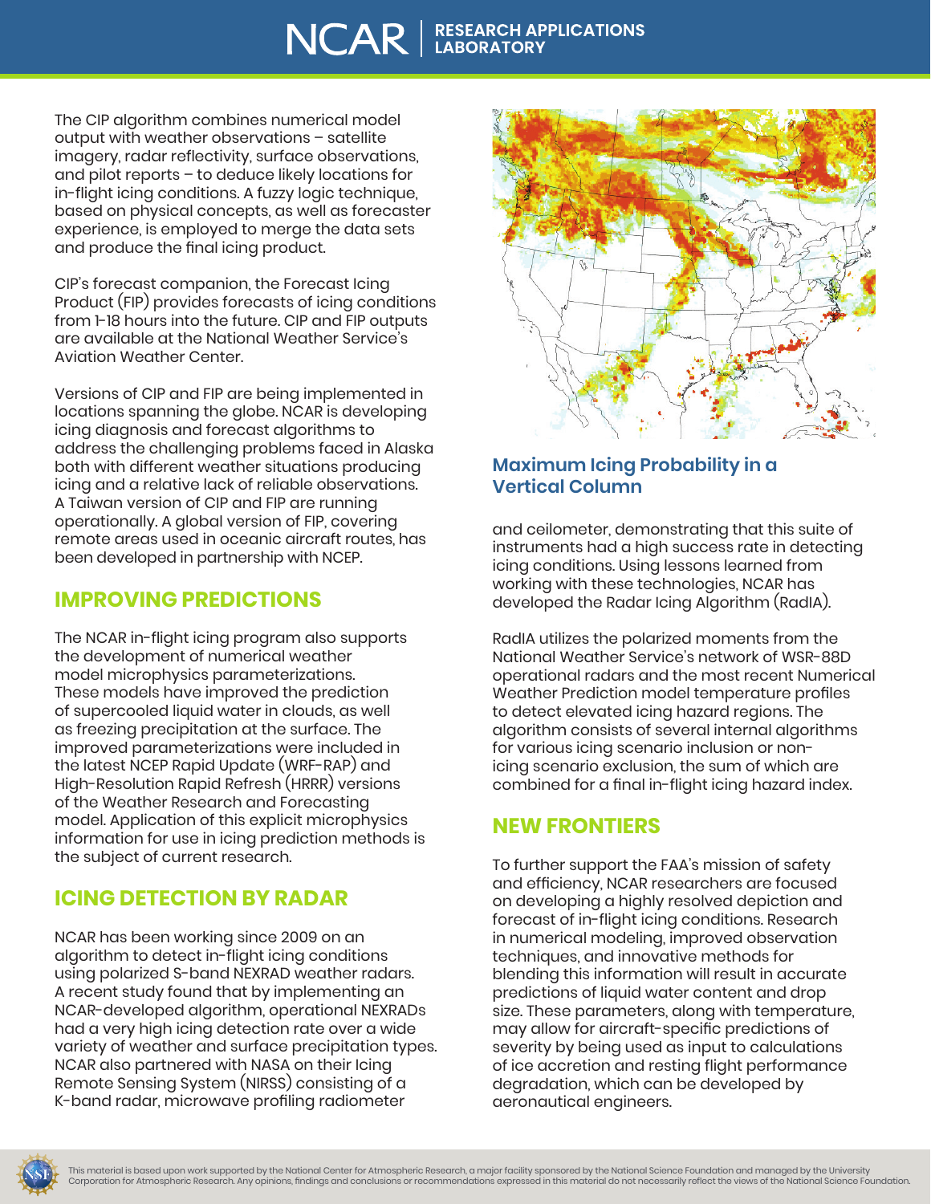The CIP algorithm combines numerical model output with weather observations – satellite imagery, radar reflectivity, surface observations, and pilot reports – to deduce likely locations for in-flight icing conditions. A fuzzy logic technique, based on physical concepts, as well as forecaster experience, is employed to merge the data sets and produce the final icing product.

CIP's forecast companion, the Forecast Icing Product (FIP) provides forecasts of icing conditions from 1-18 hours into the future. CIP and FIP outputs are available at the National Weather Service's Aviation Weather Center.

Versions of CIP and FIP are being implemented in locations spanning the globe. NCAR is developing icing diagnosis and forecast algorithms to address the challenging problems faced in Alaska both with different weather situations producing icing and a relative lack of reliable observations. A Taiwan version of CIP and FIP are running operationally. A global version of FIP, covering remote areas used in oceanic aircraft routes, has been developed in partnership with NCEP.

## IMPROVING PREDICTIONS

The NCAR in-flight icing program also supports the development of numerical weather model microphysics parameterizations. These models have improved the prediction of supercooled liquid water in clouds, as well as freezing precipitation at the surface. The improved parameterizations were included in the latest NCEP Rapid Update (WRF-RAP) and High-Resolution Rapid Refresh (HRRR) versions of the Weather Research and Forecasting model. Application of this explicit microphysics information for use in icing prediction methods is the subject of current research.

## ICING DETECTION BY RADAR

NCAR has been working since 2009 on an algorithm to detect in-flight icing conditions using polarized S-band NEXRAD weather radars. A recent study found that by implementing an NCAR-developed algorithm, operational NEXRADs had a very high icing detection rate over a wide variety of weather and surface precipitation types. NCAR also partnered with NASA on their Icing Remote Sensing System (NIRSS) consisting of a K-band radar, microwave profiling radiometer and ceilometer, demonstrating that this suite of instruments had a high success rate in detecting icing conditions. Using lessons learned from working with these technologies, NCAR has developed the Radar Icing Algorithm (RadIA).

**Maximum Icing Probability in a Vertical Column**

RadIA utilizes the polarized moments from the National Weather Service's network of WSR-88D operational radars and the most recent Numerical Weather Prediction model temperature profiles to detect elevated icing hazard regions. The algorithm consists of several internal algorithms for various icing scenario inclusion or non-icing scenario exclusion, the sum of which are combined for a final in-flight icing hazard index.

## NEW FRONTIERS

To further support the FAA's mission of safety and efficiency, NCAR researchers are focused on developing a highly resolved depiction and forecast of in-flight icing conditions. Research in numerical modeling, improved observation techniques, and innovative methods for blending this information will result in accurate predictions of liquid water content and drop size. These parameters, along with temperature, may allow for aircraft-specific predictions of severity by being used as input to calculations of ice accretion and resting flight performance degradation, which can be developed by aeronautical engineers.

This material is based upon work supported by the National Center for Atmospheric Research, a major facility sponsored by the National Science Foundation and managed by the University Corporation for Atmospheric Research. Any opinions, findings and conclusions or recommendations expressed in this material do not necessarily reflect the views of the National Science Foundation.